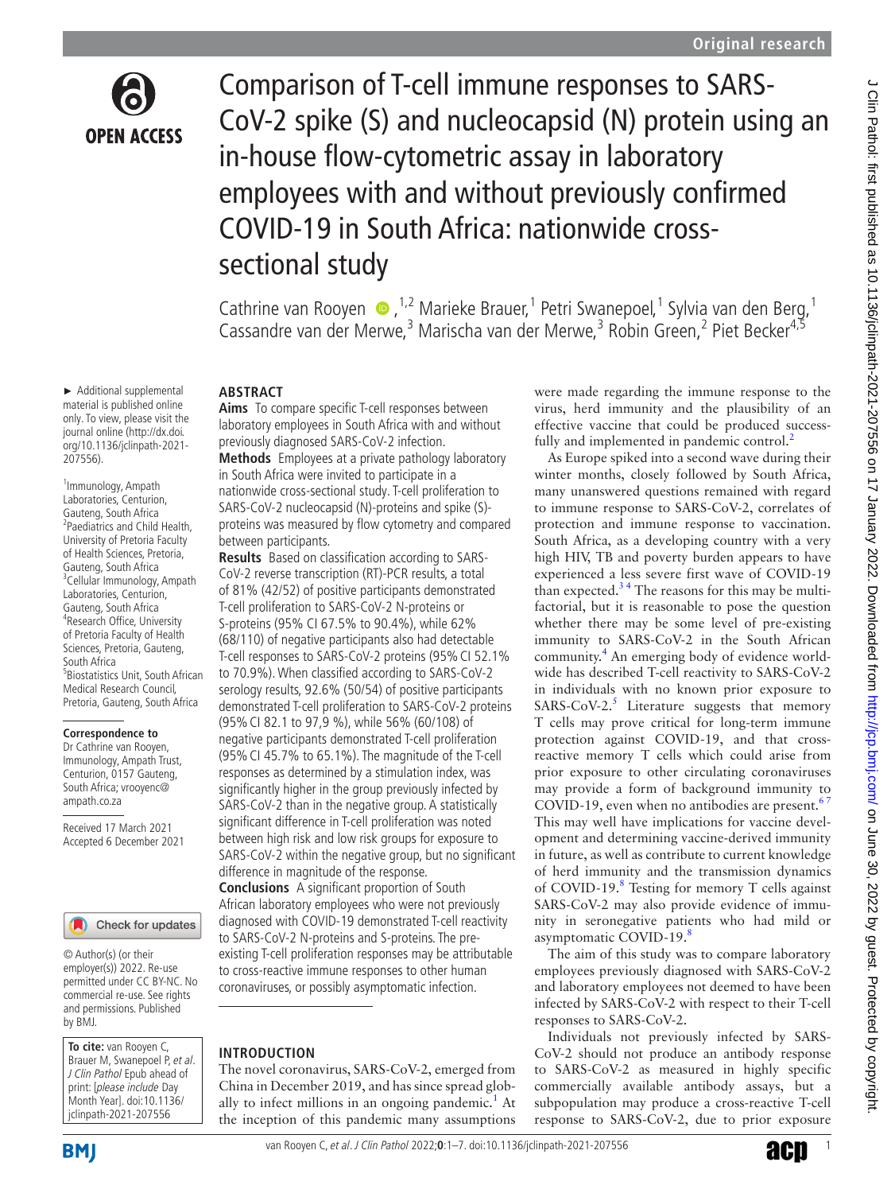Original research

# Comparison of T-cell immune responses to SARS-CoV-2 spike (S) and nucleocapsid (N) protein using an in-house flow-cytometric assay in laboratory employees with and without previously confirmed COVID-19 in South Africa: nationwide cross-sectional study

Cathrine van Rooyen,[1,2] Marieke Brauer,[1] Petri Swanepoel,[1] Sylvia van den Berg,[1] Cassandre van der Merwe,[3] Marischa van der Merwe,[3] Robin Green,[2] Piet Becker[4,5]

► Additional supplemental material is published online only. To view, please visit the journal online (http://dx.doi.org/10.1136/jclinpath-2021-207556).

[1]Immunology, Ampath Laboratories, Centurion, Gauteng, South Africa
[2]Paediatrics and Child Health, University of Pretoria Faculty of Health Sciences, Pretoria, Gauteng, South Africa
[3]Cellular Immunology, Ampath Laboratories, Centurion, Gauteng, South Africa
[4]Research Office, University of Pretoria Faculty of Health Sciences, Pretoria, Gauteng, South Africa
[5]Biostatistics Unit, South African Medical Research Council, Pretoria, Gauteng, South Africa

**Correspondence to**
Dr Cathrine van Rooyen, Immunology, Ampath Trust, Centurion, 0157 Gauteng, South Africa; vrooyenc@ampath.co.za

Received 17 March 2021
Accepted 6 December 2021

© Author(s) (or their employer(s)) 2022. Re-use permitted under CC BY-NC. No commercial re-use. See rights and permissions. Published by BMJ.

**To cite:** van Rooyen C, Brauer M, Swanepoel P, et al. J Clin Pathol Epub ahead of print: [please include Day Month Year]. doi:10.1136/jclinpath-2021-207556

## ABSTRACT

**Aims** To compare specific T-cell responses between laboratory employees in South Africa with and without previously diagnosed SARS-CoV-2 infection.

**Methods** Employees at a private pathology laboratory in South Africa were invited to participate in a nationwide cross-sectional study. T-cell proliferation to SARS-CoV-2 nucleocapsid (N)-proteins and spike (S)-proteins was measured by flow cytometry and compared between participants.

**Results** Based on classification according to SARS-CoV-2 reverse transcription (RT)-PCR results, a total of 81% (42/52) of positive participants demonstrated T-cell proliferation to SARS-CoV-2 N-proteins or S-proteins (95% CI 67.5% to 90.4%), while 62% (68/110) of negative participants also had detectable T-cell responses to SARS-CoV-2 proteins (95% CI 52.1% to 70.9%). When classified according to SARS-CoV-2 serology results, 92.6% (50/54) of positive participants demonstrated T-cell proliferation to SARS-CoV-2 proteins (95% CI 82.1 to 97,9 %), while 56% (60/108) of negative participants demonstrated T-cell proliferation (95% CI 45.7% to 65.1%). The magnitude of the T-cell responses as determined by a stimulation index, was significantly higher in the group previously infected by SARS-CoV-2 than in the negative group. A statistically significant difference in T-cell proliferation was noted between high risk and low risk groups for exposure to SARS-CoV-2 within the negative group, but no significant difference in magnitude of the response.

**Conclusions** A significant proportion of South African laboratory employees who were not previously diagnosed with COVID-19 demonstrated T-cell reactivity to SARS-CoV-2 N-proteins and S-proteins. The pre-existing T-cell proliferation responses may be attributable to cross-reactive immune responses to other human coronaviruses, or possibly asymptomatic infection.

## INTRODUCTION

The novel coronavirus, SARS-CoV-2, emerged from China in December 2019, and has since spread globally to infect millions in an ongoing pandemic.[1] At the inception of this pandemic many assumptions were made regarding the immune response to the virus, herd immunity and the plausibility of an effective vaccine that could be produced successfully and implemented in pandemic control.[2]

As Europe spiked into a second wave during their winter months, closely followed by South Africa, many unanswered questions remained with regard to immune response to SARS-CoV-2, correlates of protection and immune response to vaccination. South Africa, as a developing country with a very high HIV, TB and poverty burden appears to have experienced a less severe first wave of COVID-19 than expected.[3 4] The reasons for this may be multifactorial, but it is reasonable to pose the question whether there may be some level of pre-existing immunity to SARS-CoV-2 in the South African community.[4] An emerging body of evidence worldwide has described T-cell reactivity to SARS-CoV-2 in individuals with no known prior exposure to SARS-CoV-2.[5] Literature suggests that memory T cells may prove critical for long-term immune protection against COVID-19, and that cross-reactive memory T cells which could arise from prior exposure to other circulating coronaviruses may provide a form of background immunity to COVID-19, even when no antibodies are present.[6 7] This may well have implications for vaccine development and determining vaccine-derived immunity in future, as well as contribute to current knowledge of herd immunity and the transmission dynamics of COVID-19.[8] Testing for memory T cells against SARS-CoV-2 may also provide evidence of immunity in seronegative patients who had mild or asymptomatic COVID-19.[8]

The aim of this study was to compare laboratory employees previously diagnosed with SARS-CoV-2 and laboratory employees not deemed to have been infected by SARS-CoV-2 with respect to their T-cell responses to SARS-CoV-2.

Individuals not previously infected by SARS-CoV-2 should not produce an antibody response to SARS-CoV-2 as measured in highly specific commercially available antibody assays, but a subpopulation may produce a cross-reactive T-cell response to SARS-CoV-2, due to prior exposure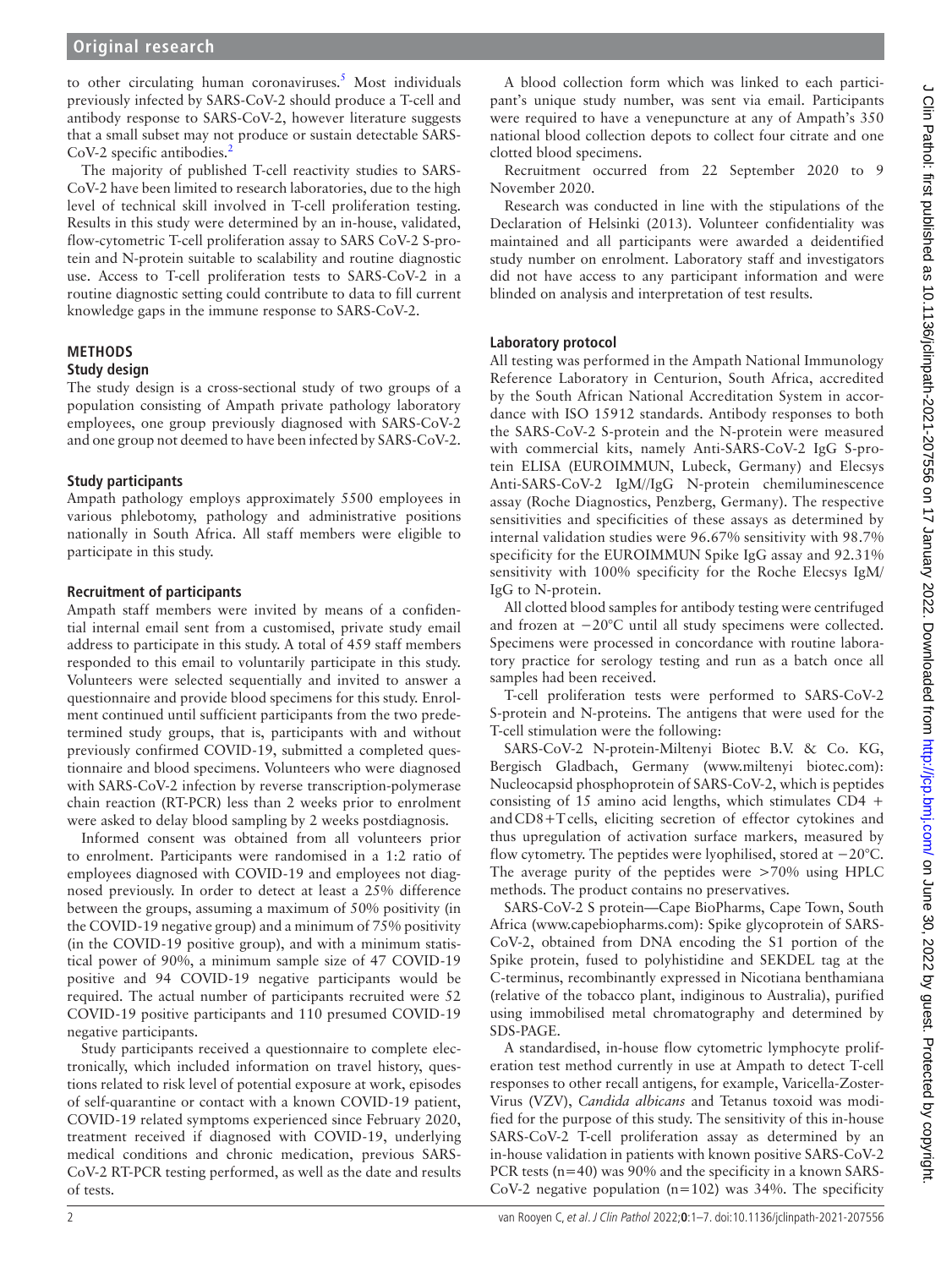to other circulating human coronaviruses.[5] Most individuals previously infected by SARS-CoV-2 should produce a T-cell and antibody response to SARS-CoV-2, however literature suggests that a small subset may not produce or sustain detectable SARS-CoV-2 specific antibodies.[2]

The majority of published T-cell reactivity studies to SARS-CoV-2 have been limited to research laboratories, due to the high level of technical skill involved in T-cell proliferation testing. Results in this study were determined by an in-house, validated, flow-cytometric T-cell proliferation assay to SARS CoV-2 S-protein and N-protein suitable to scalability and routine diagnostic use. Access to T-cell proliferation tests to SARS-CoV-2 in a routine diagnostic setting could contribute to data to fill current knowledge gaps in the immune response to SARS-CoV-2.

## METHODS

### Study design

The study design is a cross-sectional study of two groups of a population consisting of Ampath private pathology laboratory employees, one group previously diagnosed with SARS-CoV-2 and one group not deemed to have been infected by SARS-CoV-2.

### Study participants

Ampath pathology employs approximately 5500 employees in various phlebotomy, pathology and administrative positions nationally in South Africa. All staff members were eligible to participate in this study.

### Recruitment of participants

Ampath staff members were invited by means of a confidential internal email sent from a customised, private study email address to participate in this study. A total of 459 staff members responded to this email to voluntarily participate in this study. Volunteers were selected sequentially and invited to answer a questionnaire and provide blood specimens for this study. Enrolment continued until sufficient participants from the two predetermined study groups, that is, participants with and without previously confirmed COVID-19, submitted a completed questionnaire and blood specimens. Volunteers who were diagnosed with SARS-CoV-2 infection by reverse transcription-polymerase chain reaction (RT-PCR) less than 2 weeks prior to enrolment were asked to delay blood sampling by 2 weeks postdiagnosis.

Informed consent was obtained from all volunteers prior to enrolment. Participants were randomised in a 1:2 ratio of employees diagnosed with COVID-19 and employees not diagnosed previously. In order to detect at least a 25% difference between the groups, assuming a maximum of 50% positivity (in the COVID-19 negative group) and a minimum of 75% positivity (in the COVID-19 positive group), and with a minimum statistical power of 90%, a minimum sample size of 47 COVID-19 positive and 94 COVID-19 negative participants would be required. The actual number of participants recruited were 52 COVID-19 positive participants and 110 presumed COVID-19 negative participants.

Study participants received a questionnaire to complete electronically, which included information on travel history, questions related to risk level of potential exposure at work, episodes of self-quarantine or contact with a known COVID-19 patient, COVID-19 related symptoms experienced since February 2020, treatment received if diagnosed with COVID-19, underlying medical conditions and chronic medication, previous SARS-CoV-2 RT-PCR testing performed, as well as the date and results of tests.

A blood collection form which was linked to each participant's unique study number, was sent via email. Participants were required to have a venepuncture at any of Ampath's 350 national blood collection depots to collect four citrate and one clotted blood specimens.

Recruitment occurred from 22 September 2020 to 9 November 2020.

Research was conducted in line with the stipulations of the Declaration of Helsinki (2013). Volunteer confidentiality was maintained and all participants were awarded a deidentified study number on enrolment. Laboratory staff and investigators did not have access to any participant information and were blinded on analysis and interpretation of test results.

### Laboratory protocol

All testing was performed in the Ampath National Immunology Reference Laboratory in Centurion, South Africa, accredited by the South African National Accreditation System in accordance with ISO 15912 standards. Antibody responses to both the SARS-CoV-2 S-protein and the N-protein were measured with commercial kits, namely Anti-SARS-CoV-2 IgG S-protein ELISA (EUROIMMUN, Lubeck, Germany) and Elecsys Anti-SARS-CoV-2 IgM//IgG N-protein chemiluminescence assay (Roche Diagnostics, Penzberg, Germany). The respective sensitivities and specificities of these assays as determined by internal validation studies were 96.67% sensitivity with 98.7% specificity for the EUROIMMUN Spike IgG assay and 92.31% sensitivity with 100% specificity for the Roche Elecsys IgM/IgG to N-protein.

All clotted blood samples for antibody testing were centrifuged and frozen at −20°C until all study specimens were collected. Specimens were processed in concordance with routine laboratory practice for serology testing and run as a batch once all samples had been received.

T-cell proliferation tests were performed to SARS-CoV-2 S-protein and N-proteins. The antigens that were used for the T-cell stimulation were the following:

SARS-CoV-2 N-protein-Miltenyi Biotec B.V. & Co. KG, Bergisch Gladbach, Germany (www.miltenyi biotec.com): Nucleocapsid phosphoprotein of SARS-CoV-2, which is peptides consisting of 15 amino acid lengths, which stimulates CD4+ and CD8+T cells, eliciting secretion of effector cytokines and thus upregulation of activation surface markers, measured by flow cytometry. The peptides were lyophilised, stored at −20°C. The average purity of the peptides were >70% using HPLC methods. The product contains no preservatives.

SARS-CoV-2 S protein—Cape BioPharms, Cape Town, South Africa (www.capebiopharms.com): Spike glycoprotein of SARS-CoV-2, obtained from DNA encoding the S1 portion of the Spike protein, fused to polyhistidine and SEKDEL tag at the C-terminus, recombinantly expressed in Nicotiana benthamiana (relative of the tobacco plant, indiginous to Australia), purified using immobilised metal chromatography and determined by SDS-PAGE.

A standardised, in-house flow cytometric lymphocyte proliferation test method currently in use at Ampath to detect T-cell responses to other recall antigens, for example, Varicella-Zoster-Virus (VZV), *Candida albicans* and Tetanus toxoid was modified for the purpose of this study. The sensitivity of this in-house SARS-CoV-2 T-cell proliferation assay as determined by an in-house validation in patients with known positive SARS-CoV-2 PCR tests (n=40) was 90% and the specificity in a known SARS-CoV-2 negative population (n=102) was 34%. The specificity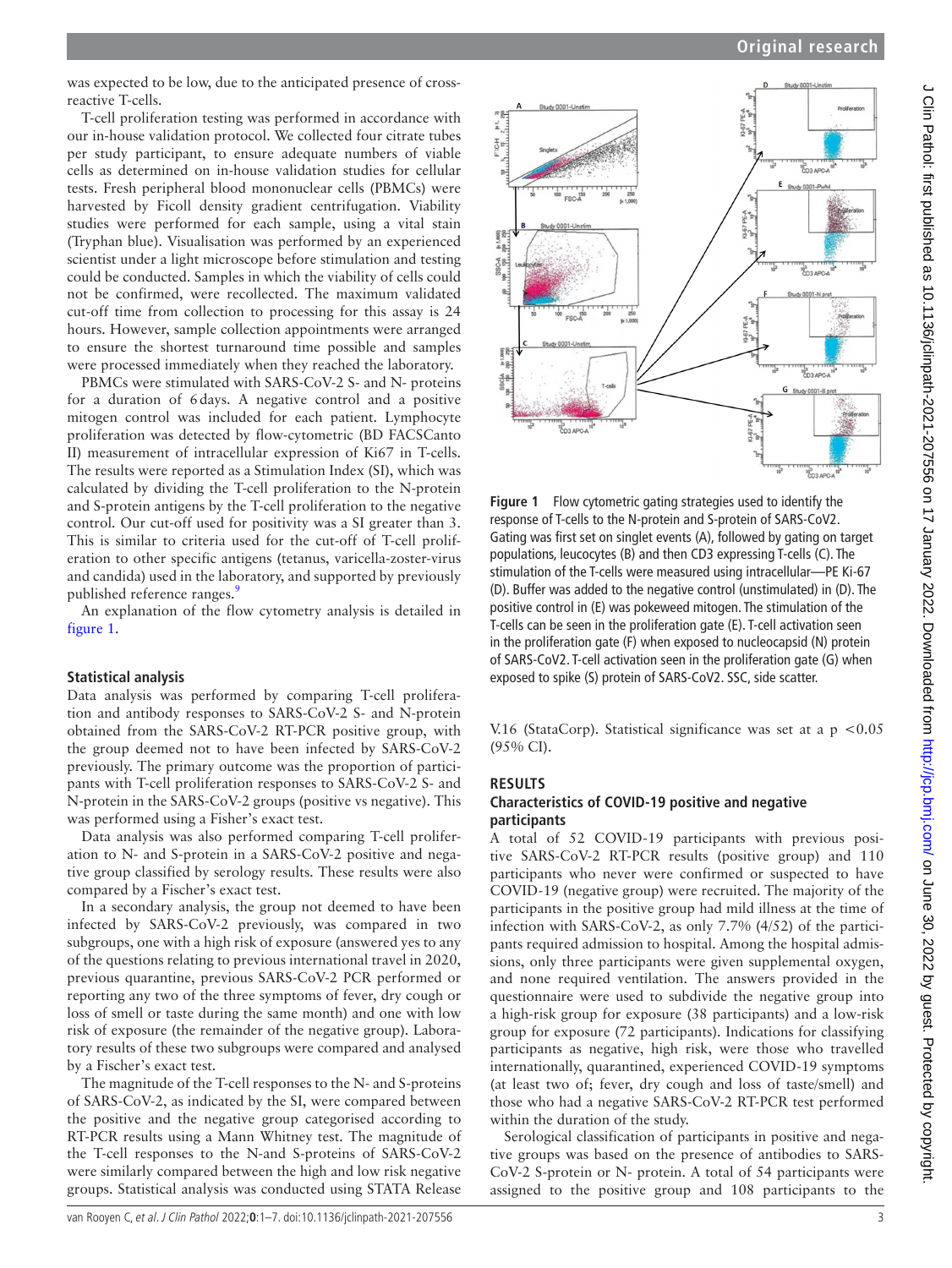was expected to be low, due to the anticipated presence of cross-reactive T-cells.

T-cell proliferation testing was performed in accordance with our in-house validation protocol. We collected four citrate tubes per study participant, to ensure adequate numbers of viable cells as determined on in-house validation studies for cellular tests. Fresh peripheral blood mononuclear cells (PBMCs) were harvested by Ficoll density gradient centrifugation. Viability studies were performed for each sample, using a vital stain (Tryphan blue). Visualisation was performed by an experienced scientist under a light microscope before stimulation and testing could be conducted. Samples in which the viability of cells could not be confirmed, were recollected. The maximum validated cut-off time from collection to processing for this assay is 24 hours. However, sample collection appointments were arranged to ensure the shortest turnaround time possible and samples were processed immediately when they reached the laboratory.

PBMCs were stimulated with SARS-CoV-2 S- and N- proteins for a duration of 6 days. A negative control and a positive mitogen control was included for each patient. Lymphocyte proliferation was detected by flow-cytometric (BD FACSCanto II) measurement of intracellular expression of Ki67 in T-cells. The results were reported as a Stimulation Index (SI), which was calculated by dividing the T-cell proliferation to the N-protein and S-protein antigens by the T-cell proliferation to the negative control. Our cut-off used for positivity was a SI greater than 3. This is similar to criteria used for the cut-off of T-cell proliferation to other specific antigens (tetanus, varicella-zoster-virus and candida) used in the laboratory, and supported by previously published reference ranges.[9]

An explanation of the flow cytometry analysis is detailed in figure 1.

Figure 1 Flow cytometric gating strategies used to identify the response of T-cells to the N-protein and S-protein of SARS-CoV2. Gating was first set on singlet events (A), followed by gating on target populations, leucocytes (B) and then CD3 expressing T-cells (C). The stimulation of the T-cells were measured using intracellular—PE Ki-67 (D). Buffer was added to the negative control (unstimulated) in (D). The positive control in (E) was pokeweed mitogen. The stimulation of the T-cells can be seen in the proliferation gate (E). T-cell activation seen in the proliferation gate (F) when exposed to nucleocapsid (N) protein of SARS-CoV2. T-cell activation seen in the proliferation gate (G) when exposed to spike (S) protein of SARS-CoV2. SSC, side scatter.

### Statistical analysis

Data analysis was performed by comparing T-cell proliferation and antibody responses to SARS-CoV-2 S- and N-protein obtained from the SARS-CoV-2 RT-PCR positive group, with the group deemed not to have been infected by SARS-CoV-2 previously. The primary outcome was the proportion of participants with T-cell proliferation responses to SARS-CoV-2 S- and N-protein in the SARS-CoV-2 groups (positive vs negative). This was performed using a Fisher's exact test.

Data analysis was also performed comparing T-cell proliferation to N- and S-protein in a SARS-CoV-2 positive and negative group classified by serology results. These results were also compared by a Fischer's exact test.

In a secondary analysis, the group not deemed to have been infected by SARS-CoV-2 previously, was compared in two subgroups, one with a high risk of exposure (answered yes to any of the questions relating to previous international travel in 2020, previous quarantine, previous SARS-CoV-2 PCR performed or reporting any two of the three symptoms of fever, dry cough or loss of smell or taste during the same month) and one with low risk of exposure (the remainder of the negative group). Laboratory results of these two subgroups were compared and analysed by a Fischer's exact test.

The magnitude of the T-cell responses to the N- and S-proteins of SARS-CoV-2, as indicated by the SI, were compared between the positive and the negative group categorised according to RT-PCR results using a Mann Whitney test. The magnitude of the T-cell responses to the N-and S-proteins of SARS-CoV-2 were similarly compared between the high and low risk negative groups. Statistical analysis was conducted using STATA Release V.16 (StataCorp). Statistical significance was set at a $p < 0.05$ (95% CI).

## RESULTS

### Characteristics of COVID-19 positive and negative participants

A total of 52 COVID-19 participants with previous positive SARS-CoV-2 RT-PCR results (positive group) and 110 participants who never were confirmed or suspected to have COVID-19 (negative group) were recruited. The majority of the participants in the positive group had mild illness at the time of infection with SARS-CoV-2, as only 7.7% (4/52) of the participants required admission to hospital. Among the hospital admissions, only three participants were given supplemental oxygen, and none required ventilation. The answers provided in the questionnaire were used to subdivide the negative group into a high-risk group for exposure (38 participants) and a low-risk group for exposure (72 participants). Indications for classifying participants as negative, high risk, were those who travelled internationally, quarantined, experienced COVID-19 symptoms (at least two of; fever, dry cough and loss of taste/smell) and those who had a negative SARS-CoV-2 RT-PCR test performed within the duration of the study.

Serological classification of participants in positive and negative groups was based on the presence of antibodies to SARS-CoV-2 S-protein or N- protein. A total of 54 participants were assigned to the positive group and 108 participants to the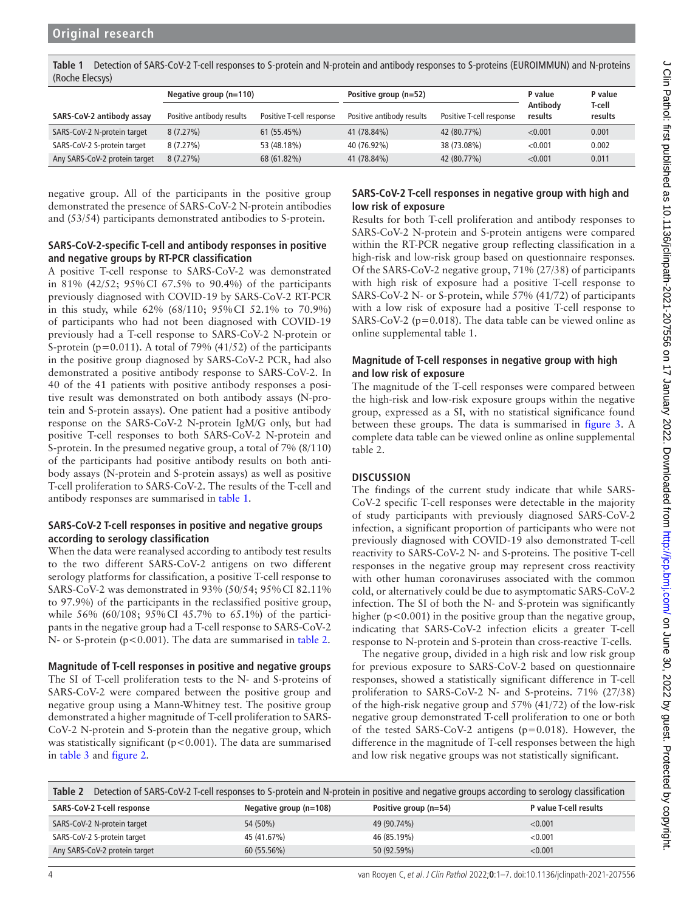**Table 1** Detection of SARS-CoV-2 T-cell responses to S-protein and N-protein and antibody responses to S-proteins (EUROIMMUN) and N-proteins (Roche Elecsys)

| | Negative group (n=110) | | Positive group (n=52) | | P value | P value |
|---|---|---|---|---|---|---|
| SARS-CoV-2 antibody assay | Positive antibody results | Positive T-cell response | Positive antibody results | Positive T-cell response | Antibody results | T-cell results |
| SARS-CoV-2 N-protein target | 8 (7.27%) | 61 (55.45%) | 41 (78.84%) | 42 (80.77%) | <0.001 | 0.001 |
| SARS-CoV-2 S-protein target | 8 (7.27%) | 53 (48.18%) | 40 (76.92%) | 38 (73.08%) | <0.001 | 0.002 |
| Any SARS-CoV-2 protein target | 8 (7.27%) | 68 (61.82%) | 41 (78.84%) | 42 (80.77%) | <0.001 | 0.011 |

negative group. All of the participants in the positive group demonstrated the presence of SARS-CoV-2 N-protein antibodies and (53/54) participants demonstrated antibodies to S-protein.

### SARS-CoV-2-specific T-cell and antibody responses in positive and negative groups by RT-PCR classification

A positive T-cell response to SARS-CoV-2 was demonstrated in 81% (42/52; 95% CI 67.5% to 90.4%) of the participants previously diagnosed with COVID-19 by SARS-CoV-2 RT-PCR in this study, while 62% (68/110; 95% CI 52.1% to 70.9%) of participants who had not been diagnosed with COVID-19 previously had a T-cell response to SARS-CoV-2 N-protein or S-protein (p=0.011). A total of 79% (41/52) of the participants in the positive group diagnosed by SARS-CoV-2 PCR, had also demonstrated a positive antibody response to SARS-CoV-2. In 40 of the 41 patients with positive antibody responses a positive result was demonstrated on both antibody assays (N-protein and S-protein assays). One patient had a positive antibody response on the SARS-CoV-2 N-protein IgM/G only, but had positive T-cell responses to both SARS-CoV-2 N-protein and S-protein. In the presumed negative group, a total of 7% (8/110) of the participants had positive antibody results on both antibody assays (N-protein and S-protein assays) as well as positive T-cell proliferation to SARS-CoV-2. The results of the T-cell and antibody responses are summarised in table 1.

### SARS-CoV-2 T-cell responses in positive and negative groups according to serology classification

When the data were reanalysed according to antibody test results to the two different SARS-CoV-2 antigens on two different serology platforms for classification, a positive T-cell response to SARS-CoV-2 was demonstrated in 93% (50/54; 95% CI 82.11% to 97.9%) of the participants in the reclassified positive group, while 56% (60/108; 95% CI 45.7% to 65.1%) of the participants in the negative group had a T-cell response to SARS-CoV-2 N- or S-protein (p<0.001). The data are summarised in table 2.

### Magnitude of T-cell responses in positive and negative groups

The SI of T-cell proliferation tests to the N- and S-proteins of SARS-CoV-2 were compared between the positive group and negative group using a Mann-Whitney test. The positive group demonstrated a higher magnitude of T-cell proliferation to SARS-CoV-2 N-protein and S-protein than the negative group, which was statistically significant (p<0.001). The data are summarised in table 3 and figure 2.

### SARS-CoV-2 T-cell responses in negative group with high and low risk of exposure

Results for both T-cell proliferation and antibody responses to SARS-CoV-2 N-protein and S-protein antigens were compared within the RT-PCR negative group reflecting classification in a high-risk and low-risk group based on questionnaire responses. Of the SARS-CoV-2 negative group, 71% (27/38) of participants with high risk of exposure had a positive T-cell response to SARS-CoV-2 N- or S-protein, while 57% (41/72) of participants with a low risk of exposure had a positive T-cell response to SARS-CoV-2 (p=0.018). The data table can be viewed online as online supplemental table 1.

### Magnitude of T-cell responses in negative group with high and low risk of exposure

The magnitude of the T-cell responses were compared between the high-risk and low-risk exposure groups within the negative group, expressed as a SI, with no statistical significance found between these groups. The data is summarised in figure 3. A complete data table can be viewed online as online supplemental table 2.

## DISCUSSION

The findings of the current study indicate that while SARS-CoV-2 specific T-cell responses were detectable in the majority of study participants with previously diagnosed SARS-CoV-2 infection, a significant proportion of participants who were not previously diagnosed with COVID-19 also demonstrated T-cell reactivity to SARS-CoV-2 N- and S-proteins. The positive T-cell responses in the negative group may represent cross reactivity with other human coronaviruses associated with the common cold, or alternatively could be due to asymptomatic SARS-CoV-2 infection. The SI of both the N- and S-protein was significantly higher (p<0.001) in the positive group than the negative group, indicating that SARS-CoV-2 infection elicits a greater T-cell response to N-protein and S-protein than cross-reactive T-cells.

The negative group, divided in a high risk and low risk group for previous exposure to SARS-CoV-2 based on questionnaire responses, showed a statistically significant difference in T-cell proliferation to SARS-CoV-2 N- and S-proteins. 71% (27/38) of the high-risk negative group and 57% (41/72) of the low-risk negative group demonstrated T-cell proliferation to one or both of the tested SARS-CoV-2 antigens (p=0.018). However, the difference in the magnitude of T-cell responses between the high and low risk negative groups was not statistically significant.

**Table 2** Detection of SARS-CoV-2 T-cell responses to S-protein and N-protein in positive and negative groups according to serology classification

| SARS-CoV-2 T-cell response | Negative group (n=108) | Positive group (n=54) | P value T-cell results |
|---|---|---|---|
| SARS-CoV-2 N-protein target | 54 (50%) | 49 (90.74%) | <0.001 |
| SARS-CoV-2 S-protein target | 45 (41.67%) | 46 (85.19%) | <0.001 |
| Any SARS-CoV-2 protein target | 60 (55.56%) | 50 (92.59%) | <0.001 |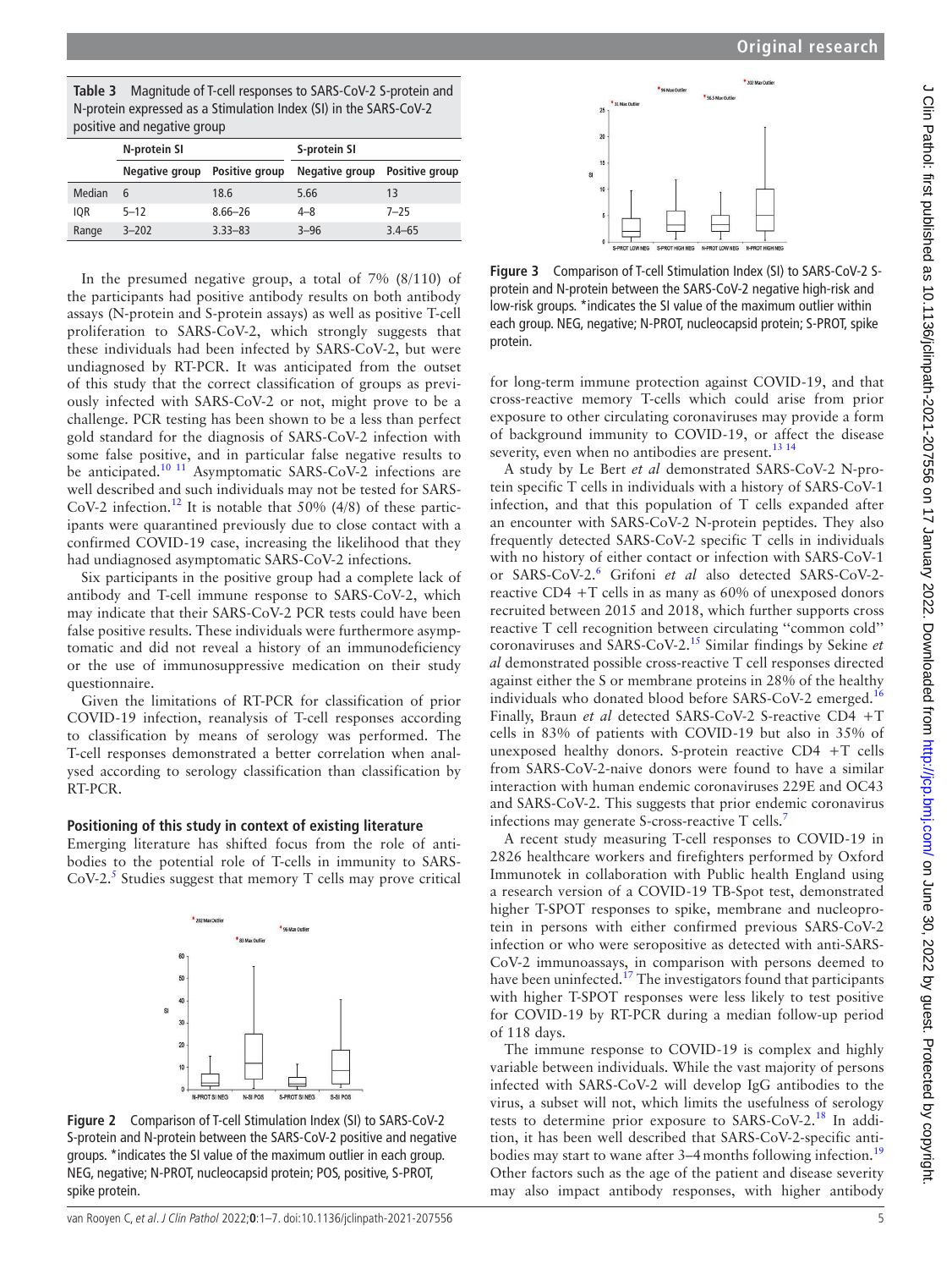**Table 3** Magnitude of T-cell responses to SARS-CoV-2 S-protein and N-protein expressed as a Stimulation Index (SI) in the SARS-CoV-2 positive and negative group

| | N-protein SI | | S-protein SI | |
|---|---|---|---|---|
| | Negative group | Positive group | Negative group | Positive group |
| Median | 6 | 18.6 | 5.66 | 13 |
| IQR | 5–12 | 8.66–26 | 4–8 | 7–25 |
| Range | 3–202 | 3.33–83 | 3–96 | 3.4–65 |

In the presumed negative group, a total of 7% (8/110) of the participants had positive antibody results on both antibody assays (N-protein and S-protein assays) as well as positive T-cell proliferation to SARS-CoV-2, which strongly suggests that these individuals had been infected by SARS-CoV-2, but were undiagnosed by RT-PCR. It was anticipated from the outset of this study that the correct classification of groups as previously infected with SARS-CoV-2 or not, might prove to be a challenge. PCR testing has been shown to be a less than perfect gold standard for the diagnosis of SARS-CoV-2 infection with some false positive, and in particular false negative results to be anticipated.[10 11] Asymptomatic SARS-CoV-2 infections are well described and such individuals may not be tested for SARS-CoV-2 infection.[12] It is notable that 50% (4/8) of these participants were quarantined previously due to close contact with a confirmed COVID-19 case, increasing the likelihood that they had undiagnosed asymptomatic SARS-CoV-2 infections.

Six participants in the positive group had a complete lack of antibody and T-cell immune response to SARS-CoV-2, which may indicate that their SARS-CoV-2 PCR tests could have been false positive results. These individuals were furthermore asymptomatic and did not reveal a history of an immunodeficiency or the use of immunosuppressive medication on their study questionnaire.

Given the limitations of RT-PCR for classification of prior COVID-19 infection, reanalysis of T-cell responses according to classification by means of serology was performed. The T-cell responses demonstrated a better correlation when analysed according to serology classification than classification by RT-PCR.

### Positioning of this study in context of existing literature

Emerging literature has shifted focus from the role of antibodies to the potential role of T-cells in immunity to SARS-CoV-2.[5] Studies suggest that memory T cells may prove critical for long-term immune protection against COVID-19, and that cross-reactive memory T-cells which could arise from prior exposure to other circulating coronaviruses may provide a form of background immunity to COVID-19, or affect the disease severity, even when no antibodies are present.[13 14]

**Figure 2** Comparison of T-cell Stimulation Index (SI) to SARS-CoV-2 S-protein and N-protein between the SARS-CoV-2 positive and negative groups. *indicates the SI value of the maximum outlier in each group. NEG, negative; N-PROT, nucleocapsid protein; POS, positive, S-PROT, spike protein.

**Figure 3** Comparison of T-cell Stimulation Index (SI) to SARS-CoV-2 S-protein and N-protein between the SARS-CoV-2 negative high-risk and low-risk groups. *indicates the SI value of the maximum outlier within each group. NEG, negative; N-PROT, nucleocapsid protein; S-PROT, spike protein.

A study by Le Bert *et al* demonstrated SARS-CoV-2 N-protein specific T cells in individuals with a history of SARS-CoV-1 infection, and that this population of T cells expanded after an encounter with SARS-CoV-2 N-protein peptides. They also frequently detected SARS-CoV-2 specific T cells in individuals with no history of either contact or infection with SARS-CoV-1 or SARS-CoV-2.[6] Grifoni *et al* also detected SARS-CoV-2-reactive CD4 +T cells in as many as 60% of unexposed donors recruited between 2015 and 2018, which further supports cross reactive T cell recognition between circulating "common cold" coronaviruses and SARS-CoV-2.[15] Similar findings by Sekine *et al* demonstrated possible cross-reactive T cell responses directed against either the S or membrane proteins in 28% of the healthy individuals who donated blood before SARS-CoV-2 emerged.[16] Finally, Braun *et al* detected SARS-CoV-2 S-reactive CD4 +T cells in 83% of patients with COVID-19 but also in 35% of unexposed healthy donors. S-protein reactive CD4 +T cells from SARS-CoV-2-naive donors were found to have a similar interaction with human endemic coronaviruses 229E and OC43 and SARS-CoV-2. This suggests that prior endemic coronavirus infections may generate S-cross-reactive T cells.[7]

A recent study measuring T-cell responses to COVID-19 in 2826 healthcare workers and firefighters performed by Oxford Immunotek in collaboration with Public health England using a research version of a COVID-19 TB-Spot test, demonstrated higher T-SPOT responses to spike, membrane and nucleoprotein in persons with either confirmed previous SARS-CoV-2 infection or who were seropositive as detected with anti-SARS-CoV-2 immunoassays, in comparison with persons deemed to have been uninfected.[17] The investigators found that participants with higher T-SPOT responses were less likely to test positive for COVID-19 by RT-PCR during a median follow-up period of 118 days.

The immune response to COVID-19 is complex and highly variable between individuals. While the vast majority of persons infected with SARS-CoV-2 will develop IgG antibodies to the virus, a subset will not, which limits the usefulness of serology tests to determine prior exposure to SARS-CoV-2.[18] In addition, it has been well described that SARS-CoV-2-specific antibodies may start to wane after 3–4 months following infection.[19] Other factors such as the age of the patient and disease severity may also impact antibody responses, with higher antibody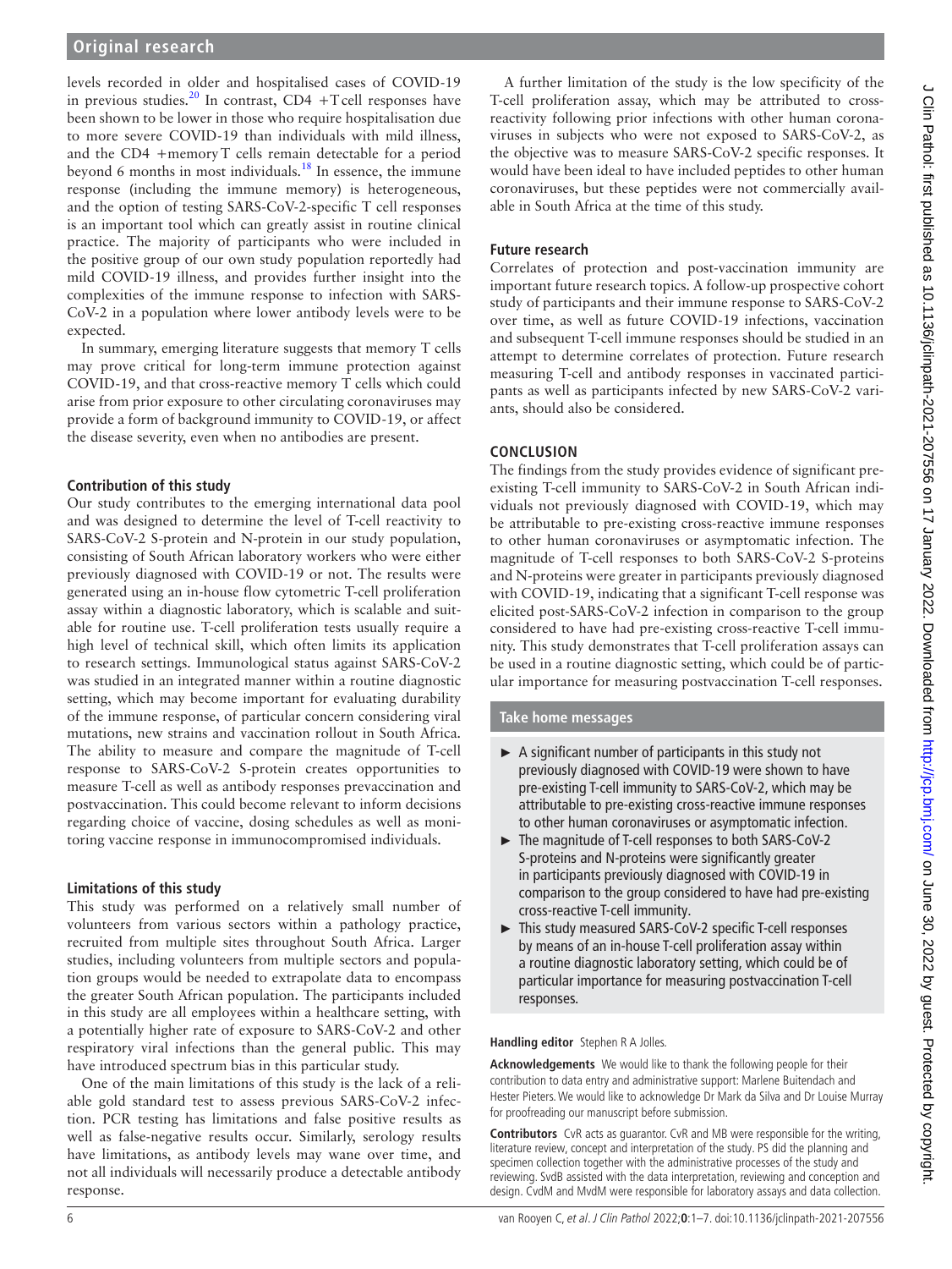levels recorded in older and hospitalised cases of COVID-19 in previous studies.[20] In contrast, CD4 +T cell responses have been shown to be lower in those who require hospitalisation due to more severe COVID-19 than individuals with mild illness, and the CD4 +memory T cells remain detectable for a period beyond 6 months in most individuals.[18] In essence, the immune response (including the immune memory) is heterogeneous, and the option of testing SARS-CoV-2-specific T cell responses is an important tool which can greatly assist in routine clinical practice. The majority of participants who were included in the positive group of our own study population reportedly had mild COVID-19 illness, and provides further insight into the complexities of the immune response to infection with SARS-CoV-2 in a population where lower antibody levels were to be expected.

In summary, emerging literature suggests that memory T cells may prove critical for long-term immune protection against COVID-19, and that cross-reactive memory T cells which could arise from prior exposure to other circulating coronaviruses may provide a form of background immunity to COVID-19, or affect the disease severity, even when no antibodies are present.

### Contribution of this study

Our study contributes to the emerging international data pool and was designed to determine the level of T-cell reactivity to SARS-CoV-2 S-protein and N-protein in our study population, consisting of South African laboratory workers who were either previously diagnosed with COVID-19 or not. The results were generated using an in-house flow cytometric T-cell proliferation assay within a diagnostic laboratory, which is scalable and suitable for routine use. T-cell proliferation tests usually require a high level of technical skill, which often limits its application to research settings. Immunological status against SARS-CoV-2 was studied in an integrated manner within a routine diagnostic setting, which may become important for evaluating durability of the immune response, of particular concern considering viral mutations, new strains and vaccination rollout in South Africa. The ability to measure and compare the magnitude of T-cell response to SARS-CoV-2 S-protein creates opportunities to measure T-cell as well as antibody responses prevaccination and postvaccination. This could become relevant to inform decisions regarding choice of vaccine, dosing schedules as well as monitoring vaccine response in immunocompromised individuals.

### Limitations of this study

This study was performed on a relatively small number of volunteers from various sectors within a pathology practice, recruited from multiple sites throughout South Africa. Larger studies, including volunteers from multiple sectors and population groups would be needed to extrapolate data to encompass the greater South African population. The participants included in this study are all employees within a healthcare setting, with a potentially higher rate of exposure to SARS-CoV-2 and other respiratory viral infections than the general public. This may have introduced spectrum bias in this particular study.

One of the main limitations of this study is the lack of a reliable gold standard test to assess previous SARS-CoV-2 infection. PCR testing has limitations and false positive results as well as false-negative results occur. Similarly, serology results have limitations, as antibody levels may wane over time, and not all individuals will necessarily produce a detectable antibody response.

A further limitation of the study is the low specificity of the T-cell proliferation assay, which may be attributed to cross-reactivity following prior infections with other human coronaviruses in subjects who were not exposed to SARS-CoV-2, as the objective was to measure SARS-CoV-2 specific responses. It would have been ideal to have included peptides to other human coronaviruses, but these peptides were not commercially available in South Africa at the time of this study.

### Future research

Correlates of protection and post-vaccination immunity are important future research topics. A follow-up prospective cohort study of participants and their immune response to SARS-CoV-2 over time, as well as future COVID-19 infections, vaccination and subsequent T-cell immune responses should be studied in an attempt to determine correlates of protection. Future research measuring T-cell and antibody responses in vaccinated participants as well as participants infected by new SARS-CoV-2 variants, should also be considered.

## CONCLUSION

The findings from the study provides evidence of significant pre-existing T-cell immunity to SARS-CoV-2 in South African individuals not previously diagnosed with COVID-19, which may be attributable to pre-existing cross-reactive immune responses to other human coronaviruses or asymptomatic infection. The magnitude of T-cell responses to both SARS-CoV-2 S-proteins and N-proteins were greater in participants previously diagnosed with COVID-19, indicating that a significant T-cell response was elicited post-SARS-CoV-2 infection in comparison to the group considered to have had pre-existing cross-reactive T-cell immunity. This study demonstrates that T-cell proliferation assays can be used in a routine diagnostic setting, which could be of particular importance for measuring postvaccination T-cell responses.

### Take home messages

- A significant number of participants in this study not previously diagnosed with COVID-19 were shown to have pre-existing T-cell immunity to SARS-CoV-2, which may be attributable to pre-existing cross-reactive immune responses to other human coronaviruses or asymptomatic infection.
- The magnitude of T-cell responses to both SARS-CoV-2 S-proteins and N-proteins were significantly greater in participants previously diagnosed with COVID-19 in comparison to the group considered to have had pre-existing cross-reactive T-cell immunity.
- This study measured SARS-CoV-2 specific T-cell responses by means of an in-house T-cell proliferation assay within a routine diagnostic laboratory setting, which could be of particular importance for measuring postvaccination T-cell responses.

**Handling editor** Stephen R A Jolles.

**Acknowledgements** We would like to thank the following people for their contribution to data entry and administrative support: Marlene Buitendach and Hester Pieters. We would like to acknowledge Dr Mark da Silva and Dr Louise Murray for proofreading our manuscript before submission.

**Contributors** CvR acts as guarantor. CvR and MB were responsible for the writing, literature review, concept and interpretation of the study. PS did the planning and specimen collection together with the administrative processes of the study and reviewing. SvdB assisted with the data interpretation, reviewing and conception and design. CvdM and MvdM were responsible for laboratory assays and data collection.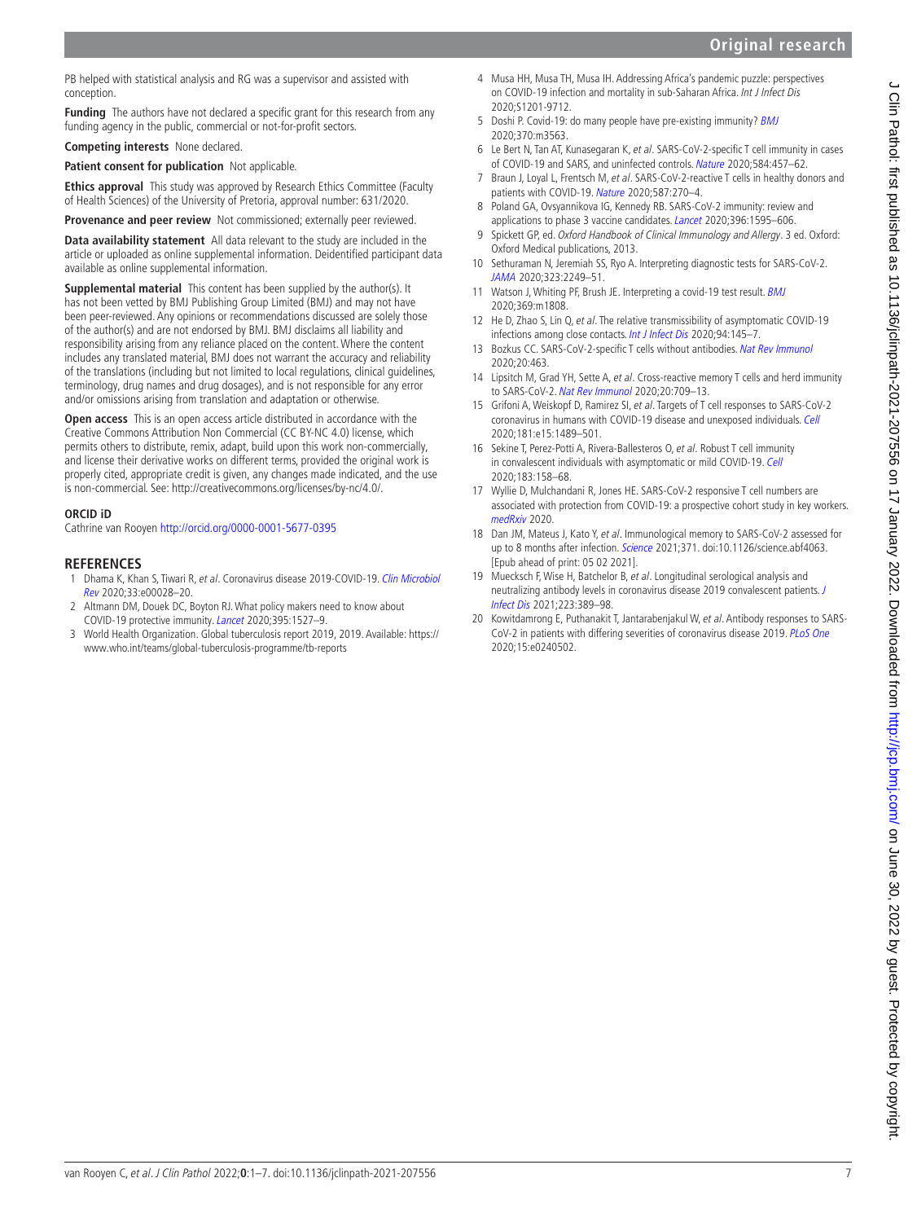PB helped with statistical analysis and RG was a supervisor and assisted with conception.

**Funding** The authors have not declared a specific grant for this research from any funding agency in the public, commercial or not-for-profit sectors.

**Competing interests** None declared.

**Patient consent for publication** Not applicable.

**Ethics approval** This study was approved by Research Ethics Committee (Faculty of Health Sciences) of the University of Pretoria, approval number: 631/2020.

**Provenance and peer review** Not commissioned; externally peer reviewed.

**Data availability statement** All data relevant to the study are included in the article or uploaded as online supplemental information. Deidentified participant data available as online supplemental information.

**Supplemental material** This content has been supplied by the author(s). It has not been vetted by BMJ Publishing Group Limited (BMJ) and may not have been peer-reviewed. Any opinions or recommendations discussed are solely those of the author(s) and are not endorsed by BMJ. BMJ disclaims all liability and responsibility arising from any reliance placed on the content. Where the content includes any translated material, BMJ does not warrant the accuracy and reliability of the translations (including but not limited to local regulations, clinical guidelines, terminology, drug names and drug dosages), and is not responsible for any error and/or omissions arising from translation and adaptation or otherwise.

**Open access** This is an open access article distributed in accordance with the Creative Commons Attribution Non Commercial (CC BY-NC 4.0) license, which permits others to distribute, remix, adapt, build upon this work non-commercially, and license their derivative works on different terms, provided the original work is properly cited, appropriate credit is given, any changes made indicated, and the use is non-commercial. See: http://creativecommons.org/licenses/by-nc/4.0/.

#### ORCID iD

Cathrine van Rooyen http://orcid.org/0000-0001-5677-0395

## REFERENCES

1. Dhama K, Khan S, Tiwari R, *et al*. Coronavirus disease 2019-COVID-19. *Clin Microbiol Rev* 2020;33:e00028–20.
2. Altmann DM, Douek DC, Boyton RJ. What policy makers need to know about COVID-19 protective immunity. *Lancet* 2020;395:1527–9.
3. World Health Organization. Global tuberculosis report 2019, 2019. Available: https://www.who.int/teams/global-tuberculosis-programme/tb-reports
4. Musa HH, Musa TH, Musa IH. Addressing Africa's pandemic puzzle: perspectives on COVID-19 infection and mortality in sub-Saharan Africa. *Int J Infect Dis* 2020;S1201-9712.
5. Doshi P. Covid-19: do many people have pre-existing immunity? *BMJ* 2020;370:m3563.
6. Le Bert N, Tan AT, Kunasegaran K, *et al*. SARS-CoV-2-specific T cell immunity in cases of COVID-19 and SARS, and uninfected controls. *Nature* 2020;584:457–62.
7. Braun J, Loyal L, Frentsch M, *et al*. SARS-CoV-2-reactive T cells in healthy donors and patients with COVID-19. *Nature* 2020;587:270–4.
8. Poland GA, Ovsyannikova IG, Kennedy RB. SARS-CoV-2 immunity: review and applications to phase 3 vaccine candidates. *Lancet* 2020;396:1595–606.
9. Spickett GP, ed. *Oxford Handbook of Clinical Immunology and Allergy*. 3 ed. Oxford: Oxford Medical publications, 2013.
10. Sethuraman N, Jeremiah SS, Ryo A. Interpreting diagnostic tests for SARS-CoV-2. *JAMA* 2020;323:2249–51.
11. Watson J, Whiting PF, Brush JE. Interpreting a covid-19 test result. *BMJ* 2020;369:m1808.
12. He D, Zhao S, Lin Q, *et al*. The relative transmissibility of asymptomatic COVID-19 infections among close contacts. *Int J Infect Dis* 2020;94:145–7.
13. Bozkus CC. SARS-CoV-2-specific T cells without antibodies. *Nat Rev Immunol* 2020;20:463.
14. Lipsitch M, Grad YH, Sette A, *et al*. Cross-reactive memory T cells and herd immunity to SARS-CoV-2. *Nat Rev Immunol* 2020;20:709–13.
15. Grifoni A, Weiskopf D, Ramirez SI, *et al*. Targets of T cell responses to SARS-CoV-2 coronavirus in humans with COVID-19 disease and unexposed individuals. *Cell* 2020;181:e15:1489–501.
16. Sekine T, Perez-Potti A, Rivera-Ballesteros O, *et al*. Robust T cell immunity in convalescent individuals with asymptomatic or mild COVID-19. *Cell* 2020;183:158–68.
17. Wyllie D, Mulchandani R, Jones HE. SARS-CoV-2 responsive T cell numbers are associated with protection from COVID-19: a prospective cohort study in key workers. *medRxiv* 2020.
18. Dan JM, Mateus J, Kato Y, *et al*. Immunological memory to SARS-CoV-2 assessed for up to 8 months after infection. *Science* 2021;371. doi:10.1126/science.abf4063. [Epub ahead of print: 05 02 2021].
19. Muecksch F, Wise H, Batchelor B, *et al*. Longitudinal serological analysis and neutralizing antibody levels in coronavirus disease 2019 convalescent patients. *J Infect Dis* 2021;223:389–98.
20. Kowitdamrong E, Puthanakit T, Jantarabenjakul W, *et al*. Antibody responses to SARS-CoV-2 in patients with differing severities of coronavirus disease 2019. *PLoS One* 2020;15:e0240502.